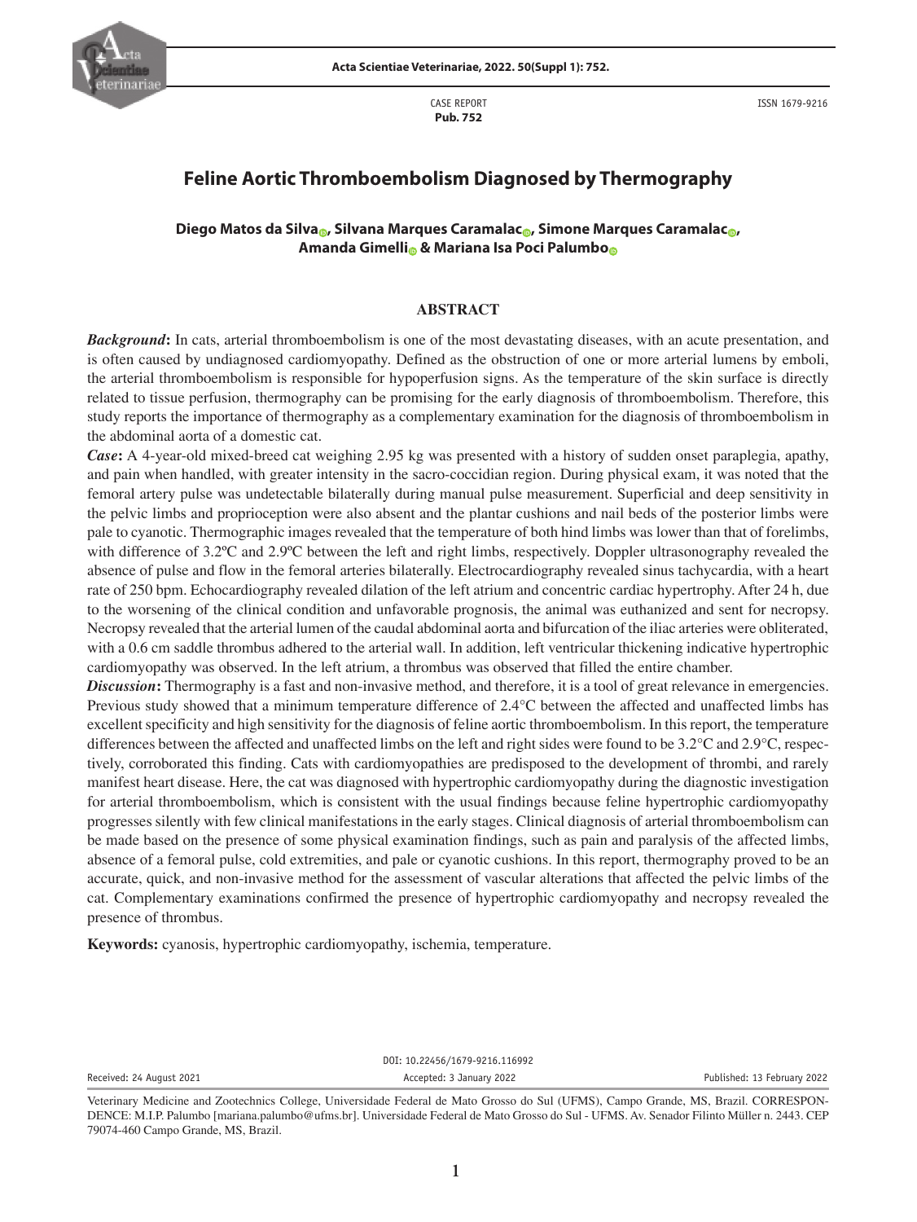CASE REPORT
**Pub. 752**

ISSN 1679-9216

# Feline Aortic Thromboembolism Diagnosed by Thermography

**Diego Matos da Silva, Silvana Marques Caramalac, Simone Marques Caramalac, Amanda Gimelli & Mariana Isa Poci Palumbo**

## ABSTRACT

***Background*:** In cats, arterial thromboembolism is one of the most devastating diseases, with an acute presentation, and is often caused by undiagnosed cardiomyopathy. Defined as the obstruction of one or more arterial lumens by emboli, the arterial thromboembolism is responsible for hypoperfusion signs. As the temperature of the skin surface is directly related to tissue perfusion, thermography can be promising for the early diagnosis of thromboembolism. Therefore, this study reports the importance of thermography as a complementary examination for the diagnosis of thromboembolism in the abdominal aorta of a domestic cat.

***Case*:** A 4-year-old mixed-breed cat weighing 2.95 kg was presented with a history of sudden onset paraplegia, apathy, and pain when handled, with greater intensity in the sacro-coccidian region. During physical exam, it was noted that the femoral artery pulse was undetectable bilaterally during manual pulse measurement. Superficial and deep sensitivity in the pelvic limbs and proprioception were also absent and the plantar cushions and nail beds of the posterior limbs were pale to cyanotic. Thermographic images revealed that the temperature of both hind limbs was lower than that of forelimbs, with difference of 3.2ºC and 2.9ºC between the left and right limbs, respectively. Doppler ultrasonography revealed the absence of pulse and flow in the femoral arteries bilaterally. Electrocardiography revealed sinus tachycardia, with a heart rate of 250 bpm. Echocardiography revealed dilation of the left atrium and concentric cardiac hypertrophy. After 24 h, due to the worsening of the clinical condition and unfavorable prognosis, the animal was euthanized and sent for necropsy. Necropsy revealed that the arterial lumen of the caudal abdominal aorta and bifurcation of the iliac arteries were obliterated, with a 0.6 cm saddle thrombus adhered to the arterial wall. In addition, left ventricular thickening indicative hypertrophic cardiomyopathy was observed. In the left atrium, a thrombus was observed that filled the entire chamber.

***Discussion*:** Thermography is a fast and non-invasive method, and therefore, it is a tool of great relevance in emergencies. Previous study showed that a minimum temperature difference of 2.4°C between the affected and unaffected limbs has excellent specificity and high sensitivity for the diagnosis of feline aortic thromboembolism. In this report, the temperature differences between the affected and unaffected limbs on the left and right sides were found to be 3.2°C and 2.9°C, respectively, corroborated this finding. Cats with cardiomyopathies are predisposed to the development of thrombi, and rarely manifest heart disease. Here, the cat was diagnosed with hypertrophic cardiomyopathy during the diagnostic investigation for arterial thromboembolism, which is consistent with the usual findings because feline hypertrophic cardiomyopathy progresses silently with few clinical manifestations in the early stages. Clinical diagnosis of arterial thromboembolism can be made based on the presence of some physical examination findings, such as pain and paralysis of the affected limbs, absence of a femoral pulse, cold extremities, and pale or cyanotic cushions. In this report, thermography proved to be an accurate, quick, and non-invasive method for the assessment of vascular alterations that affected the pelvic limbs of the cat. Complementary examinations confirmed the presence of hypertrophic cardiomyopathy and necropsy revealed the presence of thrombus.

**Keywords:** cyanosis, hypertrophic cardiomyopathy, ischemia, temperature.

DOI: 10.22456/1679-9216.116992

Received: 24 August 2021 | Accepted: 3 January 2022 | Published: 13 February 2022

Veterinary Medicine and Zootechnics College, Universidade Federal de Mato Grosso do Sul (UFMS), Campo Grande, MS, Brazil. CORRESPONDENCE: M.I.P. Palumbo [mariana.palumbo@ufms.br]. Universidade Federal de Mato Grosso do Sul - UFMS. Av. Senador Filinto Müller n. 2443. CEP 79074-460 Campo Grande, MS, Brazil.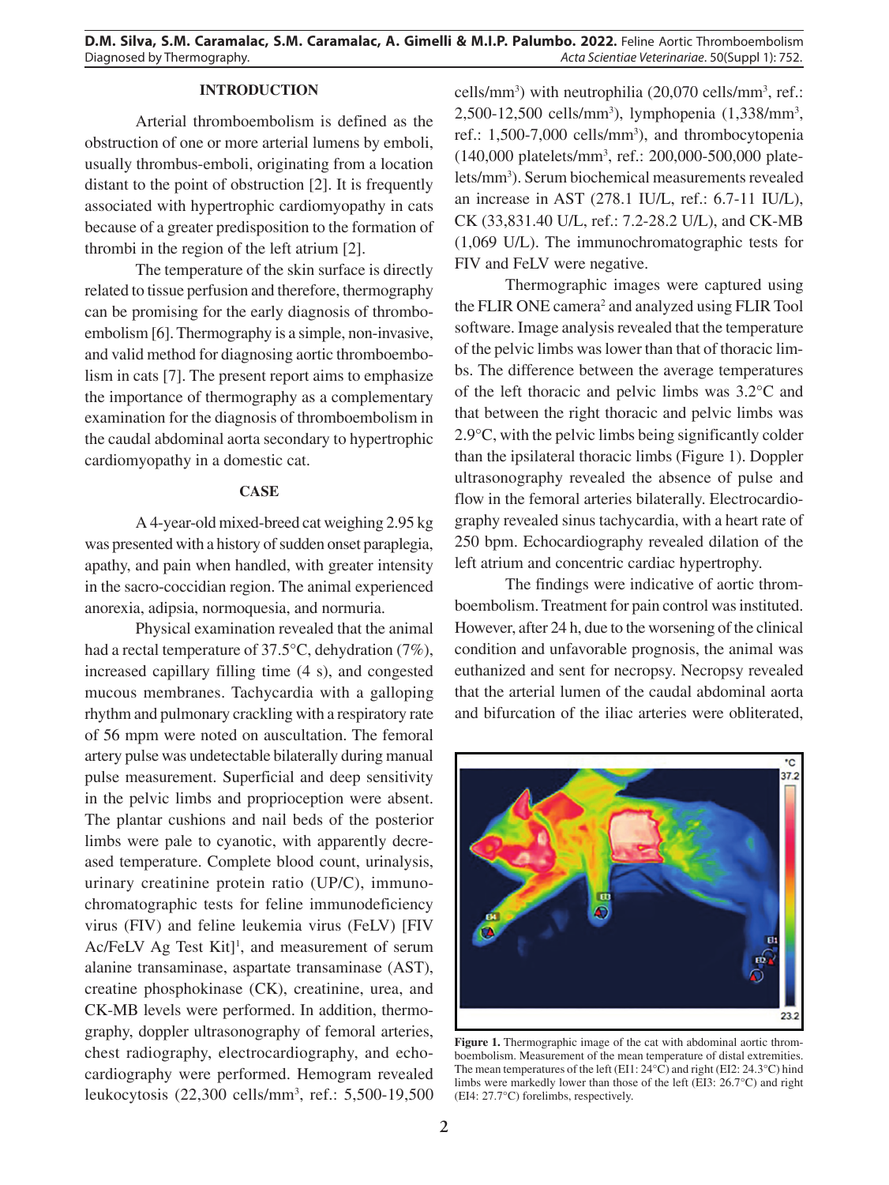## INTRODUCTION

Arterial thromboembolism is defined as the obstruction of one or more arterial lumens by emboli, usually thrombus-emboli, originating from a location distant to the point of obstruction [2]. It is frequently associated with hypertrophic cardiomyopathy in cats because of a greater predisposition to the formation of thrombi in the region of the left atrium [2].

The temperature of the skin surface is directly related to tissue perfusion and therefore, thermography can be promising for the early diagnosis of thromboembolism [6]. Thermography is a simple, non-invasive, and valid method for diagnosing aortic thromboembolism in cats [7]. The present report aims to emphasize the importance of thermography as a complementary examination for the diagnosis of thromboembolism in the caudal abdominal aorta secondary to hypertrophic cardiomyopathy in a domestic cat.

## CASE

A 4-year-old mixed-breed cat weighing 2.95 kg was presented with a history of sudden onset paraplegia, apathy, and pain when handled, with greater intensity in the sacro-coccidian region. The animal experienced anorexia, adipsia, normoquesia, and normuria.

Physical examination revealed that the animal had a rectal temperature of 37.5°C, dehydration (7%), increased capillary filling time (4 s), and congested mucous membranes. Tachycardia with a galloping rhythm and pulmonary crackling with a respiratory rate of 56 mpm were noted on auscultation. The femoral artery pulse was undetectable bilaterally during manual pulse measurement. Superficial and deep sensitivity in the pelvic limbs and proprioception were absent. The plantar cushions and nail beds of the posterior limbs were pale to cyanotic, with apparently decreased temperature. Complete blood count, urinalysis, urinary creatinine protein ratio (UP/C), immunochromatographic tests for feline immunodeficiency virus (FIV) and feline leukemia virus (FeLV) [FIV Ac/FeLV Ag Test Kit][1], and measurement of serum alanine transaminase, aspartate transaminase (AST), creatine phosphokinase (CK), creatinine, urea, and CK-MB levels were performed. In addition, thermography, doppler ultrasonography of femoral arteries, chest radiography, electrocardiography, and echocardiography were performed. Hemogram revealed leukocytosis (22,300 cells/mm$^3$, ref.: 5,500-19,500 cells/mm$^3$) with neutrophilia (20,070 cells/mm$^3$, ref.: 2,500-12,500 cells/mm$^3$), lymphopenia (1,338/mm$^3$, ref.: 1,500-7,000 cells/mm$^3$), and thrombocytopenia (140,000 platelets/mm$^3$, ref.: 200,000-500,000 platelets/mm$^3$). Serum biochemical measurements revealed an increase in AST (278.1 IU/L, ref.: 6.7-11 IU/L), CK (33,831.40 U/L, ref.: 7.2-28.2 U/L), and CK-MB (1,069 U/L). The immunochromatographic tests for FIV and FeLV were negative.

Thermographic images were captured using the FLIR ONE camera[2] and analyzed using FLIR Tool software. Image analysis revealed that the temperature of the pelvic limbs was lower than that of thoracic limbs. The difference between the average temperatures of the left thoracic and pelvic limbs was 3.2°C and that between the right thoracic and pelvic limbs was 2.9°C, with the pelvic limbs being significantly colder than the ipsilateral thoracic limbs (Figure 1). Doppler ultrasonography revealed the absence of pulse and flow in the femoral arteries bilaterally. Electrocardiography revealed sinus tachycardia, with a heart rate of 250 bpm. Echocardiography revealed dilation of the left atrium and concentric cardiac hypertrophy.

The findings were indicative of aortic thromboembolism. Treatment for pain control was instituted. However, after 24 h, due to the worsening of the clinical condition and unfavorable prognosis, the animal was euthanized and sent for necropsy. Necropsy revealed that the arterial lumen of the caudal abdominal aorta and bifurcation of the iliac arteries were obliterated,

**Figure 1.** Thermographic image of the cat with abdominal aortic thromboembolism. Measurement of the mean temperature of distal extremities. The mean temperatures of the left (EI1: 24°C) and right (EI2: 24.3°C) hind limbs were markedly lower than those of the left (EI3: 26.7°C) and right (EI4: 27.7°C) forelimbs, respectively.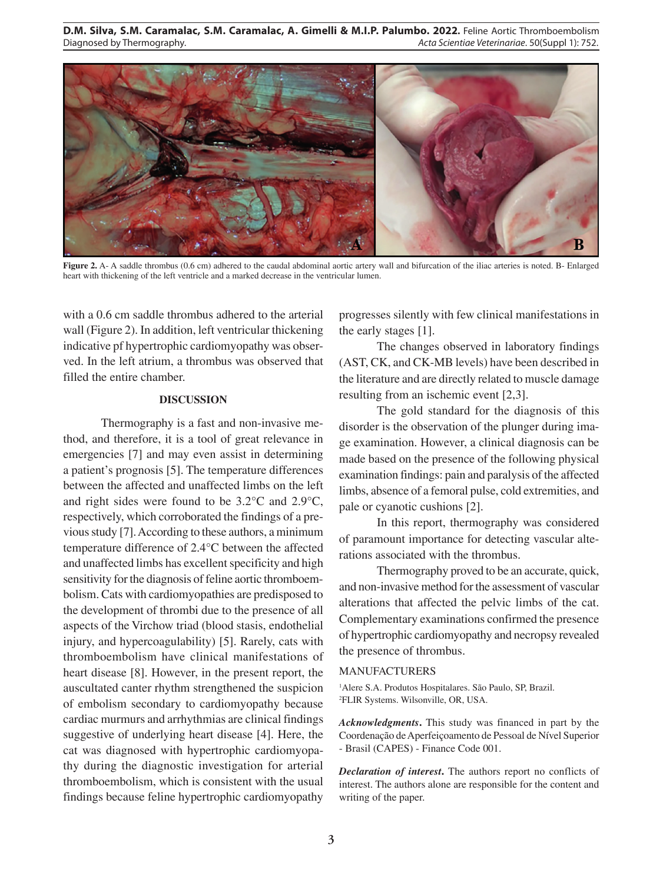**Figure 2.** A- A saddle thrombus (0.6 cm) adhered to the caudal abdominal aortic artery wall and bifurcation of the iliac arteries is noted. B- Enlarged heart with thickening of the left ventricle and a marked decrease in the ventricular lumen.

with a 0.6 cm saddle thrombus adhered to the arterial wall (Figure 2). In addition, left ventricular thickening indicative pf hypertrophic cardiomyopathy was observed. In the left atrium, a thrombus was observed that filled the entire chamber.

## DISCUSSION

Thermography is a fast and non-invasive method, and therefore, it is a tool of great relevance in emergencies [7] and may even assist in determining a patient's prognosis [5]. The temperature differences between the affected and unaffected limbs on the left and right sides were found to be 3.2°C and 2.9°C, respectively, which corroborated the findings of a previous study [7]. According to these authors, a minimum temperature difference of 2.4°C between the affected and unaffected limbs has excellent specificity and high sensitivity for the diagnosis of feline aortic thromboembolism. Cats with cardiomyopathies are predisposed to the development of thrombi due to the presence of all aspects of the Virchow triad (blood stasis, endothelial injury, and hypercoagulability) [5]. Rarely, cats with thromboembolism have clinical manifestations of heart disease [8]. However, in the present report, the auscultated canter rhythm strengthened the suspicion of embolism secondary to cardiomyopathy because cardiac murmurs and arrhythmias are clinical findings suggestive of underlying heart disease [4]. Here, the cat was diagnosed with hypertrophic cardiomyopathy during the diagnostic investigation for arterial thromboembolism, which is consistent with the usual findings because feline hypertrophic cardiomyopathy progresses silently with few clinical manifestations in the early stages [1].

The changes observed in laboratory findings (AST, CK, and CK-MB levels) have been described in the literature and are directly related to muscle damage resulting from an ischemic event [2,3].

The gold standard for the diagnosis of this disorder is the observation of the plunger during image examination. However, a clinical diagnosis can be made based on the presence of the following physical examination findings: pain and paralysis of the affected limbs, absence of a femoral pulse, cold extremities, and pale or cyanotic cushions [2].

In this report, thermography was considered of paramount importance for detecting vascular alterations associated with the thrombus.

Thermography proved to be an accurate, quick, and non-invasive method for the assessment of vascular alterations that affected the pelvic limbs of the cat. Complementary examinations confirmed the presence of hypertrophic cardiomyopathy and necropsy revealed the presence of thrombus.

MANUFACTURERS

[1]Alere S.A. Produtos Hospitalares. São Paulo, SP, Brazil.
[2]FLIR Systems. Wilsonville, OR, USA.

***Acknowledgments***. This study was financed in part by the Coordenação de Aperfeiçoamento de Pessoal de Nível Superior - Brasil (CAPES) - Finance Code 001.

***Declaration of interest***. The authors report no conflicts of interest. The authors alone are responsible for the content and writing of the paper.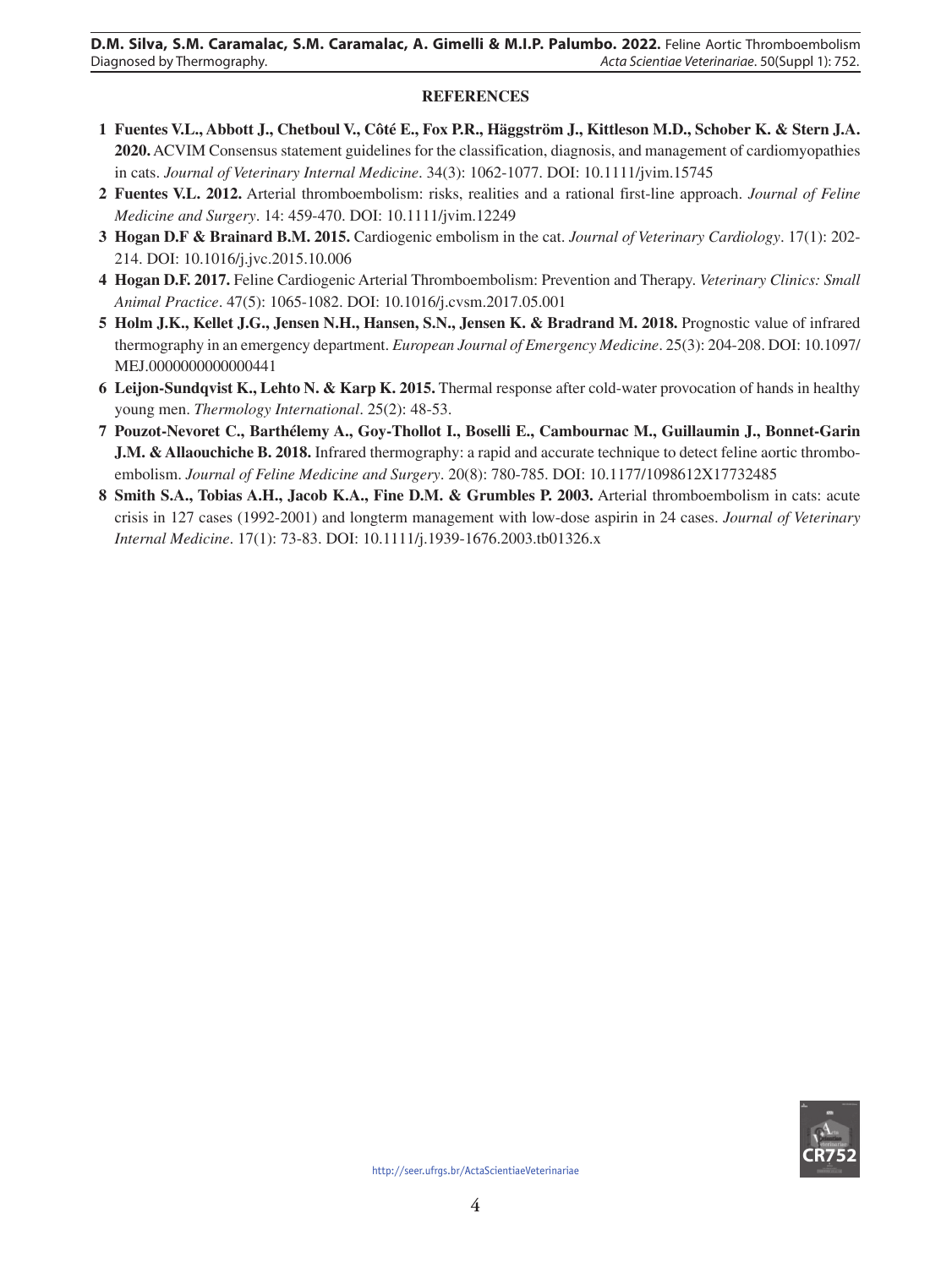## REFERENCES

1 **Fuentes V.L., Abbott J., Chetboul V., Côté E., Fox P.R., Häggström J., Kittleson M.D., Schober K. & Stern J.A. 2020.** ACVIM Consensus statement guidelines for the classification, diagnosis, and management of cardiomyopathies in cats. *Journal of Veterinary Internal Medicine*. 34(3): 1062-1077. DOI: 10.1111/jvim.15745

2 **Fuentes V.L. 2012.** Arterial thromboembolism: risks, realities and a rational first-line approach. *Journal of Feline Medicine and Surgery*. 14: 459-470. DOI: 10.1111/jvim.12249

3 **Hogan D.F & Brainard B.M. 2015.** Cardiogenic embolism in the cat. *Journal of Veterinary Cardiology*. 17(1): 202-214. DOI: 10.1016/j.jvc.2015.10.006

4 **Hogan D.F. 2017.** Feline Cardiogenic Arterial Thromboembolism: Prevention and Therapy. *Veterinary Clinics: Small Animal Practice*. 47(5): 1065-1082. DOI: 10.1016/j.cvsm.2017.05.001

5 **Holm J.K., Kellet J.G., Jensen N.H., Hansen, S.N., Jensen K. & Bradrand M. 2018.** Prognostic value of infrared thermography in an emergency department. *European Journal of Emergency Medicine*. 25(3): 204-208. DOI: 10.1097/MEJ.0000000000000441

6 **Leijon-Sundqvist K., Lehto N. & Karp K. 2015.** Thermal response after cold-water provocation of hands in healthy young men. *Thermology International*. 25(2): 48-53.

7 **Pouzot-Nevoret C., Barthélemy A., Goy-Thollot I., Boselli E., Cambournac M., Guillaumin J., Bonnet-Garin J.M. & Allaouchiche B. 2018.** Infrared thermography: a rapid and accurate technique to detect feline aortic thromboembolism. *Journal of Feline Medicine and Surgery*. 20(8): 780-785. DOI: 10.1177/1098612X17732485

8 **Smith S.A., Tobias A.H., Jacob K.A., Fine D.M. & Grumbles P. 2003.** Arterial thromboembolism in cats: acute crisis in 127 cases (1992-2001) and longterm management with low-dose aspirin in 24 cases. *Journal of Veterinary Internal Medicine*. 17(1): 73-83. DOI: 10.1111/j.1939-1676.2003.tb01326.x